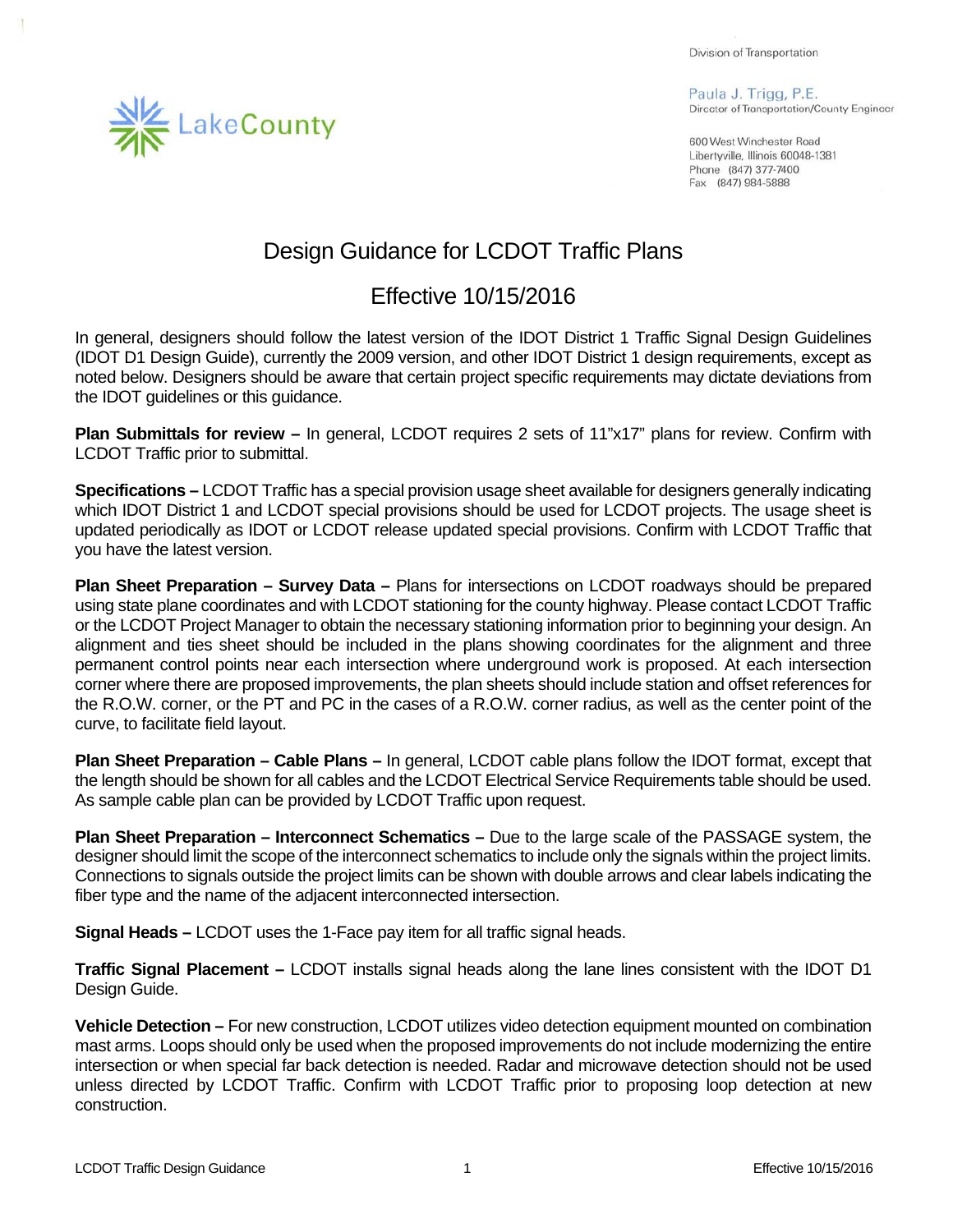LakeCounty

Division of Transportation

Paula J. Trigg, P.E.
Director of Transportation/County Engineer

600 West Winchester Road
Libertyville, Illinois 60048-1381
Phone (847) 377-7400
Fax (847) 984-5888

# Design Guidance for LCDOT Traffic Plans

## Effective 10/15/2016

In general, designers should follow the latest version of the IDOT District 1 Traffic Signal Design Guidelines (IDOT D1 Design Guide), currently the 2009 version, and other IDOT District 1 design requirements, except as noted below. Designers should be aware that certain project specific requirements may dictate deviations from the IDOT guidelines or this guidance.

**Plan Submittals for review –** In general, LCDOT requires 2 sets of 11"x17" plans for review. Confirm with LCDOT Traffic prior to submittal.

**Specifications –** LCDOT Traffic has a special provision usage sheet available for designers generally indicating which IDOT District 1 and LCDOT special provisions should be used for LCDOT projects. The usage sheet is updated periodically as IDOT or LCDOT release updated special provisions. Confirm with LCDOT Traffic that you have the latest version.

**Plan Sheet Preparation – Survey Data –** Plans for intersections on LCDOT roadways should be prepared using state plane coordinates and with LCDOT stationing for the county highway. Please contact LCDOT Traffic or the LCDOT Project Manager to obtain the necessary stationing information prior to beginning your design. An alignment and ties sheet should be included in the plans showing coordinates for the alignment and three permanent control points near each intersection where underground work is proposed. At each intersection corner where there are proposed improvements, the plan sheets should include station and offset references for the R.O.W. corner, or the PT and PC in the cases of a R.O.W. corner radius, as well as the center point of the curve, to facilitate field layout.

**Plan Sheet Preparation – Cable Plans –** In general, LCDOT cable plans follow the IDOT format, except that the length should be shown for all cables and the LCDOT Electrical Service Requirements table should be used. As sample cable plan can be provided by LCDOT Traffic upon request.

**Plan Sheet Preparation – Interconnect Schematics –** Due to the large scale of the PASSAGE system, the designer should limit the scope of the interconnect schematics to include only the signals within the project limits. Connections to signals outside the project limits can be shown with double arrows and clear labels indicating the fiber type and the name of the adjacent interconnected intersection.

**Signal Heads –** LCDOT uses the 1-Face pay item for all traffic signal heads.

**Traffic Signal Placement –** LCDOT installs signal heads along the lane lines consistent with the IDOT D1 Design Guide.

**Vehicle Detection –** For new construction, LCDOT utilizes video detection equipment mounted on combination mast arms. Loops should only be used when the proposed improvements do not include modernizing the entire intersection or when special far back detection is needed. Radar and microwave detection should not be used unless directed by LCDOT Traffic. Confirm with LCDOT Traffic prior to proposing loop detection at new construction.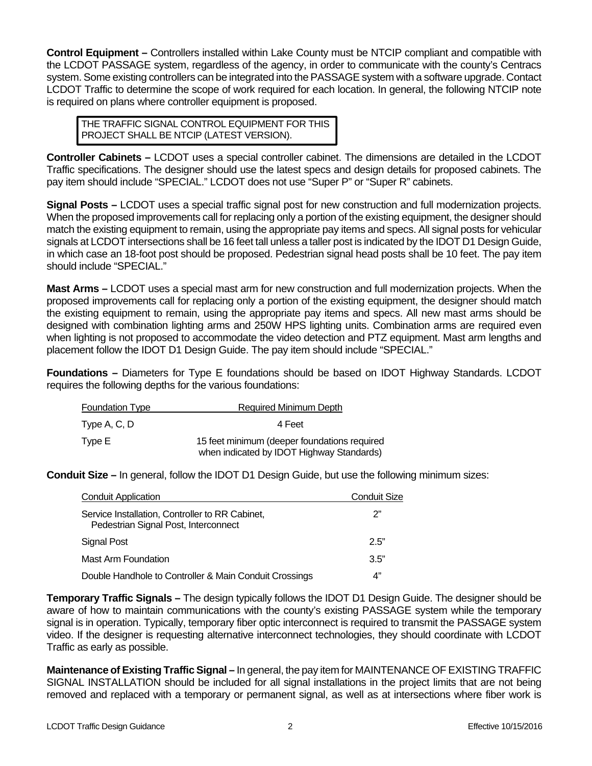**Control Equipment –** Controllers installed within Lake County must be NTCIP compliant and compatible with the LCDOT PASSAGE system, regardless of the agency, in order to communicate with the county's Centracs system. Some existing controllers can be integrated into the PASSAGE system with a software upgrade. Contact LCDOT Traffic to determine the scope of work required for each location. In general, the following NTCIP note is required on plans where controller equipment is proposed.

> THE TRAFFIC SIGNAL CONTROL EQUIPMENT FOR THIS PROJECT SHALL BE NTCIP (LATEST VERSION).

**Controller Cabinets –** LCDOT uses a special controller cabinet. The dimensions are detailed in the LCDOT Traffic specifications. The designer should use the latest specs and design details for proposed cabinets. The pay item should include "SPECIAL." LCDOT does not use "Super P" or "Super R" cabinets.

**Signal Posts –** LCDOT uses a special traffic signal post for new construction and full modernization projects. When the proposed improvements call for replacing only a portion of the existing equipment, the designer should match the existing equipment to remain, using the appropriate pay items and specs. All signal posts for vehicular signals at LCDOT intersections shall be 16 feet tall unless a taller post is indicated by the IDOT D1 Design Guide, in which case an 18-foot post should be proposed. Pedestrian signal head posts shall be 10 feet. The pay item should include "SPECIAL."

**Mast Arms –** LCDOT uses a special mast arm for new construction and full modernization projects. When the proposed improvements call for replacing only a portion of the existing equipment, the designer should match the existing equipment to remain, using the appropriate pay items and specs. All new mast arms should be designed with combination lighting arms and 250W HPS lighting units. Combination arms are required even when lighting is not proposed to accommodate the video detection and PTZ equipment. Mast arm lengths and placement follow the IDOT D1 Design Guide. The pay item should include "SPECIAL."

**Foundations –** Diameters for Type E foundations should be based on IDOT Highway Standards. LCDOT requires the following depths for the various foundations:

| Foundation Type | Required Minimum Depth |
|---|---|
| Type A, C, D | 4 Feet |
| Type E | 15 feet minimum (deeper foundations required when indicated by IDOT Highway Standards) |

**Conduit Size –** In general, follow the IDOT D1 Design Guide, but use the following minimum sizes:

| Conduit Application | Conduit Size |
|---|---|
| Service Installation, Controller to RR Cabinet, Pedestrian Signal Post, Interconnect | 2" |
| Signal Post | 2.5" |
| Mast Arm Foundation | 3.5" |
| Double Handhole to Controller & Main Conduit Crossings | 4" |

**Temporary Traffic Signals –** The design typically follows the IDOT D1 Design Guide. The designer should be aware of how to maintain communications with the county's existing PASSAGE system while the temporary signal is in operation. Typically, temporary fiber optic interconnect is required to transmit the PASSAGE system video. If the designer is requesting alternative interconnect technologies, they should coordinate with LCDOT Traffic as early as possible.

**Maintenance of Existing Traffic Signal –** In general, the pay item for MAINTENANCE OF EXISTING TRAFFIC SIGNAL INSTALLATION should be included for all signal installations in the project limits that are not being removed and replaced with a temporary or permanent signal, as well as at intersections where fiber work is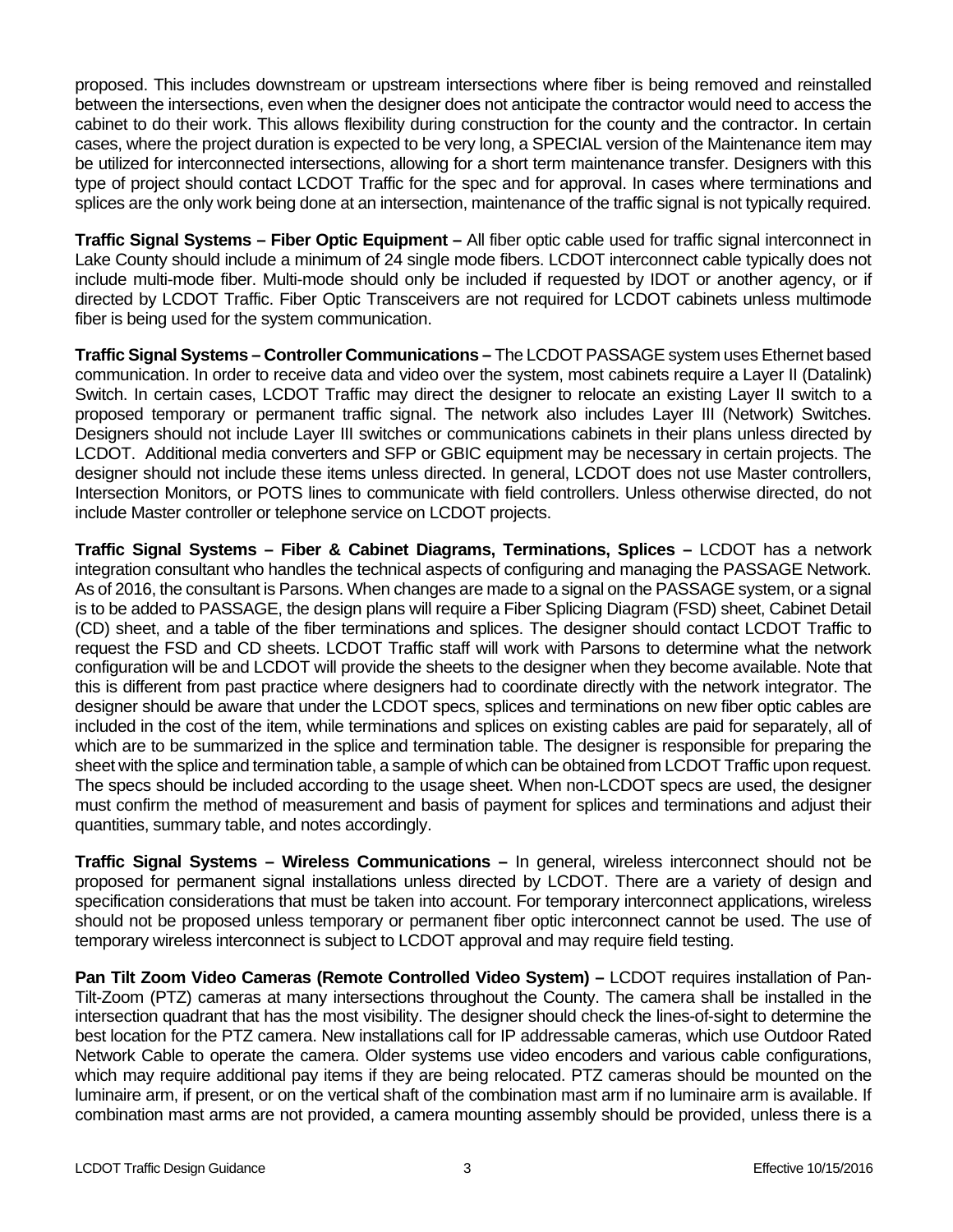proposed. This includes downstream or upstream intersections where fiber is being removed and reinstalled between the intersections, even when the designer does not anticipate the contractor would need to access the cabinet to do their work. This allows flexibility during construction for the county and the contractor. In certain cases, where the project duration is expected to be very long, a SPECIAL version of the Maintenance item may be utilized for interconnected intersections, allowing for a short term maintenance transfer. Designers with this type of project should contact LCDOT Traffic for the spec and for approval. In cases where terminations and splices are the only work being done at an intersection, maintenance of the traffic signal is not typically required.

**Traffic Signal Systems – Fiber Optic Equipment –** All fiber optic cable used for traffic signal interconnect in Lake County should include a minimum of 24 single mode fibers. LCDOT interconnect cable typically does not include multi-mode fiber. Multi-mode should only be included if requested by IDOT or another agency, or if directed by LCDOT Traffic. Fiber Optic Transceivers are not required for LCDOT cabinets unless multimode fiber is being used for the system communication.

**Traffic Signal Systems – Controller Communications –** The LCDOT PASSAGE system uses Ethernet based communication. In order to receive data and video over the system, most cabinets require a Layer II (Datalink) Switch. In certain cases, LCDOT Traffic may direct the designer to relocate an existing Layer II switch to a proposed temporary or permanent traffic signal. The network also includes Layer III (Network) Switches. Designers should not include Layer III switches or communications cabinets in their plans unless directed by LCDOT. Additional media converters and SFP or GBIC equipment may be necessary in certain projects. The designer should not include these items unless directed. In general, LCDOT does not use Master controllers, Intersection Monitors, or POTS lines to communicate with field controllers. Unless otherwise directed, do not include Master controller or telephone service on LCDOT projects.

**Traffic Signal Systems – Fiber & Cabinet Diagrams, Terminations, Splices –** LCDOT has a network integration consultant who handles the technical aspects of configuring and managing the PASSAGE Network. As of 2016, the consultant is Parsons. When changes are made to a signal on the PASSAGE system, or a signal is to be added to PASSAGE, the design plans will require a Fiber Splicing Diagram (FSD) sheet, Cabinet Detail (CD) sheet, and a table of the fiber terminations and splices. The designer should contact LCDOT Traffic to request the FSD and CD sheets. LCDOT Traffic staff will work with Parsons to determine what the network configuration will be and LCDOT will provide the sheets to the designer when they become available. Note that this is different from past practice where designers had to coordinate directly with the network integrator. The designer should be aware that under the LCDOT specs, splices and terminations on new fiber optic cables are included in the cost of the item, while terminations and splices on existing cables are paid for separately, all of which are to be summarized in the splice and termination table. The designer is responsible for preparing the sheet with the splice and termination table, a sample of which can be obtained from LCDOT Traffic upon request. The specs should be included according to the usage sheet. When non-LCDOT specs are used, the designer must confirm the method of measurement and basis of payment for splices and terminations and adjust their quantities, summary table, and notes accordingly.

**Traffic Signal Systems – Wireless Communications –** In general, wireless interconnect should not be proposed for permanent signal installations unless directed by LCDOT. There are a variety of design and specification considerations that must be taken into account. For temporary interconnect applications, wireless should not be proposed unless temporary or permanent fiber optic interconnect cannot be used. The use of temporary wireless interconnect is subject to LCDOT approval and may require field testing.

**Pan Tilt Zoom Video Cameras (Remote Controlled Video System) –** LCDOT requires installation of Pan-Tilt-Zoom (PTZ) cameras at many intersections throughout the County. The camera shall be installed in the intersection quadrant that has the most visibility. The designer should check the lines-of-sight to determine the best location for the PTZ camera. New installations call for IP addressable cameras, which use Outdoor Rated Network Cable to operate the camera. Older systems use video encoders and various cable configurations, which may require additional pay items if they are being relocated. PTZ cameras should be mounted on the luminaire arm, if present, or on the vertical shaft of the combination mast arm if no luminaire arm is available. If combination mast arms are not provided, a camera mounting assembly should be provided, unless there is a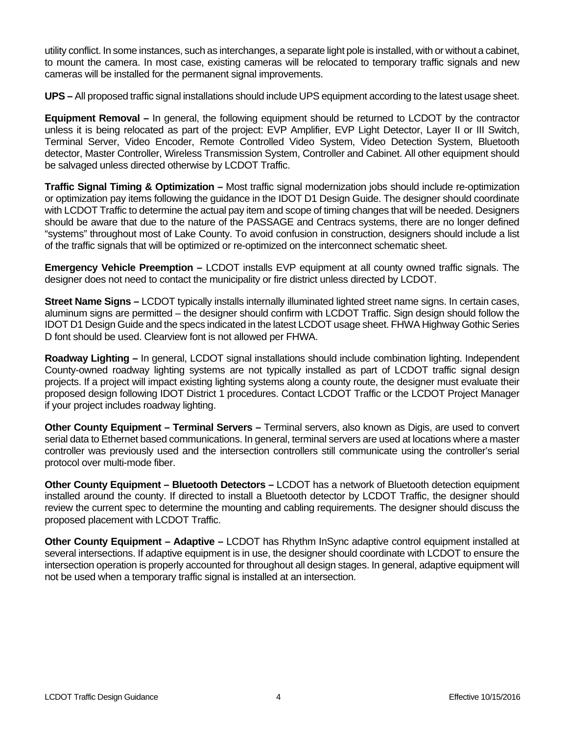utility conflict. In some instances, such as interchanges, a separate light pole is installed, with or without a cabinet, to mount the camera. In most case, existing cameras will be relocated to temporary traffic signals and new cameras will be installed for the permanent signal improvements.

**UPS –** All proposed traffic signal installations should include UPS equipment according to the latest usage sheet.

**Equipment Removal –** In general, the following equipment should be returned to LCDOT by the contractor unless it is being relocated as part of the project: EVP Amplifier, EVP Light Detector, Layer II or III Switch, Terminal Server, Video Encoder, Remote Controlled Video System, Video Detection System, Bluetooth detector, Master Controller, Wireless Transmission System, Controller and Cabinet. All other equipment should be salvaged unless directed otherwise by LCDOT Traffic.

**Traffic Signal Timing & Optimization –** Most traffic signal modernization jobs should include re-optimization or optimization pay items following the guidance in the IDOT D1 Design Guide. The designer should coordinate with LCDOT Traffic to determine the actual pay item and scope of timing changes that will be needed. Designers should be aware that due to the nature of the PASSAGE and Centracs systems, there are no longer defined "systems" throughout most of Lake County. To avoid confusion in construction, designers should include a list of the traffic signals that will be optimized or re-optimized on the interconnect schematic sheet.

**Emergency Vehicle Preemption –** LCDOT installs EVP equipment at all county owned traffic signals. The designer does not need to contact the municipality or fire district unless directed by LCDOT.

**Street Name Signs –** LCDOT typically installs internally illuminated lighted street name signs. In certain cases, aluminum signs are permitted – the designer should confirm with LCDOT Traffic. Sign design should follow the IDOT D1 Design Guide and the specs indicated in the latest LCDOT usage sheet. FHWA Highway Gothic Series D font should be used. Clearview font is not allowed per FHWA.

**Roadway Lighting –** In general, LCDOT signal installations should include combination lighting. Independent County-owned roadway lighting systems are not typically installed as part of LCDOT traffic signal design projects. If a project will impact existing lighting systems along a county route, the designer must evaluate their proposed design following IDOT District 1 procedures. Contact LCDOT Traffic or the LCDOT Project Manager if your project includes roadway lighting.

**Other County Equipment – Terminal Servers –** Terminal servers, also known as Digis, are used to convert serial data to Ethernet based communications. In general, terminal servers are used at locations where a master controller was previously used and the intersection controllers still communicate using the controller's serial protocol over multi-mode fiber.

**Other County Equipment – Bluetooth Detectors –** LCDOT has a network of Bluetooth detection equipment installed around the county. If directed to install a Bluetooth detector by LCDOT Traffic, the designer should review the current spec to determine the mounting and cabling requirements. The designer should discuss the proposed placement with LCDOT Traffic.

**Other County Equipment – Adaptive –** LCDOT has Rhythm InSync adaptive control equipment installed at several intersections. If adaptive equipment is in use, the designer should coordinate with LCDOT to ensure the intersection operation is properly accounted for throughout all design stages. In general, adaptive equipment will not be used when a temporary traffic signal is installed at an intersection.